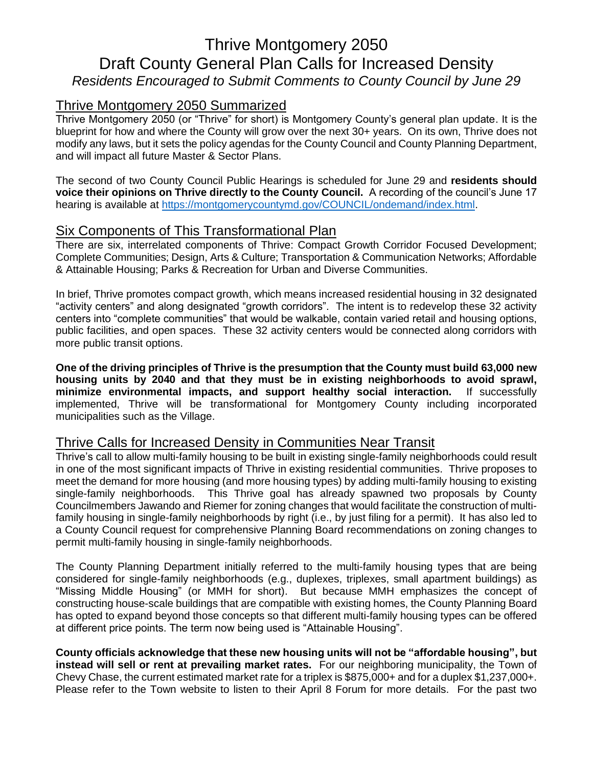# Thrive Montgomery 2050

# Draft County General Plan Calls for Increased Density

*Residents Encouraged to Submit Comments to County Council by June 29*

## Thrive Montgomery 2050 Summarized

Thrive Montgomery 2050 (or "Thrive" for short) is Montgomery County's general plan update. It is the blueprint for how and where the County will grow over the next 30+ years. On its own, Thrive does not modify any laws, but it sets the policy agendas for the County Council and County Planning Department, and will impact all future Master & Sector Plans.

The second of two County Council Public Hearings is scheduled for June 29 and **residents should voice their opinions on Thrive directly to the County Council.** A recording of the council's June 17 hearing is available at https://montgomerycountymd.gov/COUNCIL/ondemand/index.html.

## Six Components of This Transformational Plan

There are six, interrelated components of Thrive: Compact Growth Corridor Focused Development; Complete Communities; Design, Arts & Culture; Transportation & Communication Networks; Affordable & Attainable Housing; Parks & Recreation for Urban and Diverse Communities.

In brief, Thrive promotes compact growth, which means increased residential housing in 32 designated "activity centers" and along designated "growth corridors". The intent is to redevelop these 32 activity centers into "complete communities" that would be walkable, contain varied retail and housing options, public facilities, and open spaces. These 32 activity centers would be connected along corridors with more public transit options.

**One of the driving principles of Thrive is the presumption that the County must build 63,000 new housing units by 2040 and that they must be in existing neighborhoods to avoid sprawl, minimize environmental impacts, and support healthy social interaction.** If successfully implemented, Thrive will be transformational for Montgomery County including incorporated municipalities such as the Village.

## Thrive Calls for Increased Density in Communities Near Transit

Thrive's call to allow multi-family housing to be built in existing single-family neighborhoods could result in one of the most significant impacts of Thrive in existing residential communities. Thrive proposes to meet the demand for more housing (and more housing types) by adding multi-family housing to existing single-family neighborhoods. This Thrive goal has already spawned two proposals by County Councilmembers Jawando and Riemer for zoning changes that would facilitate the construction of multi-family housing in single-family neighborhoods by right (i.e., by just filing for a permit). It has also led to a County Council request for comprehensive Planning Board recommendations on zoning changes to permit multi-family housing in single-family neighborhoods.

The County Planning Department initially referred to the multi-family housing types that are being considered for single-family neighborhoods (e.g., duplexes, triplexes, small apartment buildings) as "Missing Middle Housing" (or MMH for short). But because MMH emphasizes the concept of constructing house-scale buildings that are compatible with existing homes, the County Planning Board has opted to expand beyond those concepts so that different multi-family housing types can be offered at different price points. The term now being used is "Attainable Housing".

**County officials acknowledge that these new housing units will not be "affordable housing", but instead will sell or rent at prevailing market rates.** For our neighboring municipality, the Town of Chevy Chase, the current estimated market rate for a triplex is $875,000+ and for a duplex $1,237,000+. Please refer to the Town website to listen to their April 8 Forum for more details. For the past two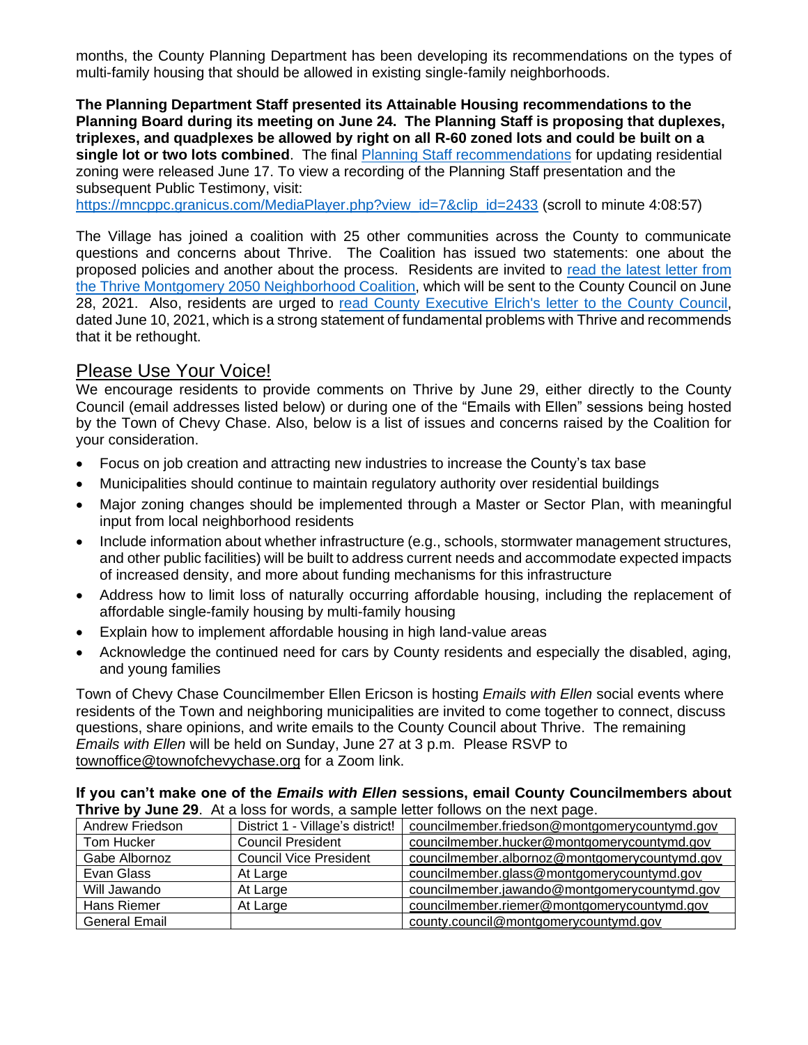months, the County Planning Department has been developing its recommendations on the types of multi-family housing that should be allowed in existing single-family neighborhoods.

**The Planning Department Staff presented its Attainable Housing recommendations to the Planning Board during its meeting on June 24. The Planning Staff is proposing that duplexes, triplexes, and quadplexes be allowed by right on all R-60 zoned lots and could be built on a single lot or two lots combined**. The final Planning Staff recommendations for updating residential zoning were released June 17. To view a recording of the Planning Staff presentation and the subsequent Public Testimony, visit: https://mncppc.granicus.com/MediaPlayer.php?view_id=7&clip_id=2433 (scroll to minute 4:08:57)

The Village has joined a coalition with 25 other communities across the County to communicate questions and concerns about Thrive. The Coalition has issued two statements: one about the proposed policies and another about the process. Residents are invited to read the latest letter from the Thrive Montgomery 2050 Neighborhood Coalition, which will be sent to the County Council on June 28, 2021. Also, residents are urged to read County Executive Elrich's letter to the County Council, dated June 10, 2021, which is a strong statement of fundamental problems with Thrive and recommends that it be rethought.

## Please Use Your Voice!

We encourage residents to provide comments on Thrive by June 29, either directly to the County Council (email addresses listed below) or during one of the "Emails with Ellen" sessions being hosted by the Town of Chevy Chase. Also, below is a list of issues and concerns raised by the Coalition for your consideration.

- Focus on job creation and attracting new industries to increase the County's tax base
- Municipalities should continue to maintain regulatory authority over residential buildings
- Major zoning changes should be implemented through a Master or Sector Plan, with meaningful input from local neighborhood residents
- Include information about whether infrastructure (e.g., schools, stormwater management structures, and other public facilities) will be built to address current needs and accommodate expected impacts of increased density, and more about funding mechanisms for this infrastructure
- Address how to limit loss of naturally occurring affordable housing, including the replacement of affordable single-family housing by multi-family housing
- Explain how to implement affordable housing in high land-value areas
- Acknowledge the continued need for cars by County residents and especially the disabled, aging, and young families

Town of Chevy Chase Councilmember Ellen Ericson is hosting *Emails with Ellen* social events where residents of the Town and neighboring municipalities are invited to come together to connect, discuss questions, share opinions, and write emails to the County Council about Thrive. The remaining *Emails with Ellen* will be held on Sunday, June 27 at 3 p.m. Please RSVP to townoffice@townofchevychase.org for a Zoom link.

**If you can't make one of the *Emails with Ellen* sessions, email County Councilmembers about Thrive by June 29**. At a loss for words, a sample letter follows on the next page.

| Andrew Friedson | District 1 - Village's district! | councilmember.friedson@montgomerycountymd.gov |
|---|---|---|
| Tom Hucker | Council President | councilmember.hucker@montgomerycountymd.gov |
| Gabe Albornoz | Council Vice President | councilmember.albornoz@montgomerycountymd.gov |
| Evan Glass | At Large | councilmember.glass@montgomerycountymd.gov |
| Will Jawando | At Large | councilmember.jawando@montgomerycountymd.gov |
| Hans Riemer | At Large | councilmember.riemer@montgomerycountymd.gov |
| General Email | | county.council@montgomerycountymd.gov |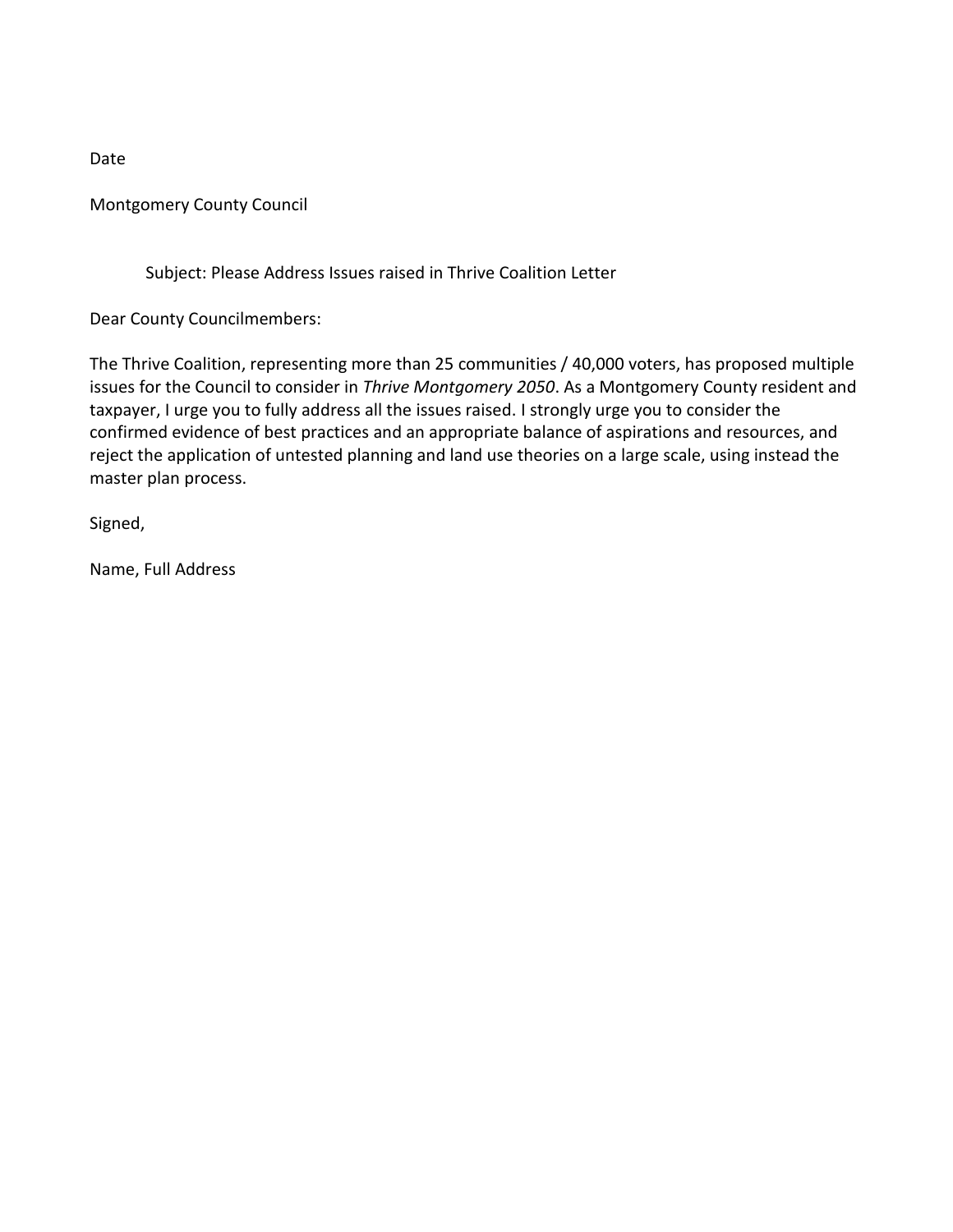Date

Montgomery County Council

Subject: Please Address Issues raised in Thrive Coalition Letter

Dear County Councilmembers:

The Thrive Coalition, representing more than 25 communities / 40,000 voters, has proposed multiple issues for the Council to consider in *Thrive Montgomery 2050*. As a Montgomery County resident and taxpayer, I urge you to fully address all the issues raised. I strongly urge you to consider the confirmed evidence of best practices and an appropriate balance of aspirations and resources, and reject the application of untested planning and land use theories on a large scale, using instead the master plan process.

Signed,

Name, Full Address